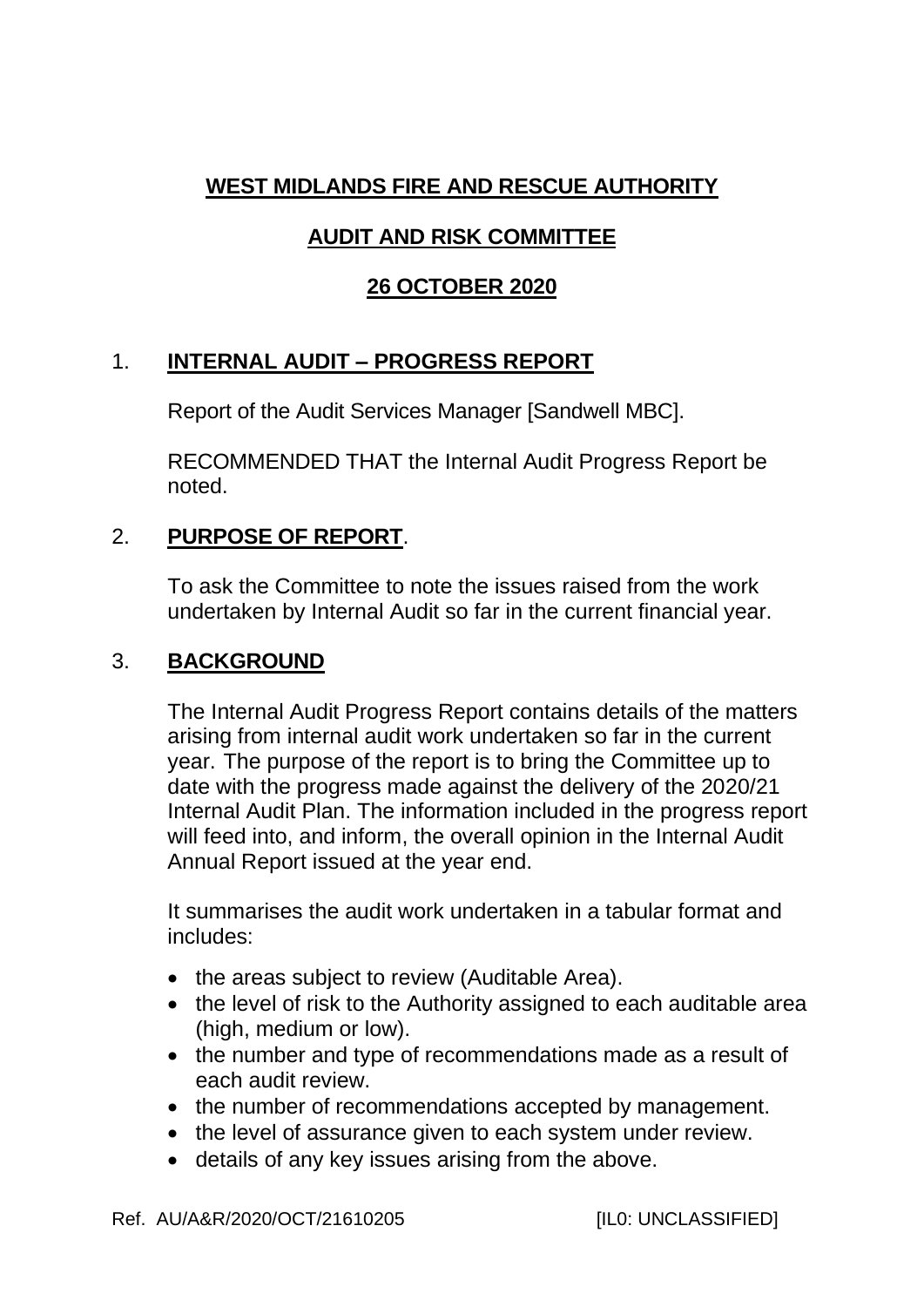**WEST MIDLANDS FIRE AND RESCUE AUTHORITY**

**AUDIT AND RISK COMMITTEE**

**26 OCTOBER 2020**

## 1. INTERNAL AUDIT – PROGRESS REPORT

Report of the Audit Services Manager [Sandwell MBC].

RECOMMENDED THAT the Internal Audit Progress Report be noted.

## 2. PURPOSE OF REPORT.

To ask the Committee to note the issues raised from the work undertaken by Internal Audit so far in the current financial year.

## 3. BACKGROUND

The Internal Audit Progress Report contains details of the matters arising from internal audit work undertaken so far in the current year. The purpose of the report is to bring the Committee up to date with the progress made against the delivery of the 2020/21 Internal Audit Plan. The information included in the progress report will feed into, and inform, the overall opinion in the Internal Audit Annual Report issued at the year end.

It summarises the audit work undertaken in a tabular format and includes:

- the areas subject to review (Auditable Area).
- the level of risk to the Authority assigned to each auditable area (high, medium or low).
- the number and type of recommendations made as a result of each audit review.
- the number of recommendations accepted by management.
- the level of assurance given to each system under review.
- details of any key issues arising from the above.

Ref. AU/A&R/2020/OCT/21610205 [IL0: UNCLASSIFIED]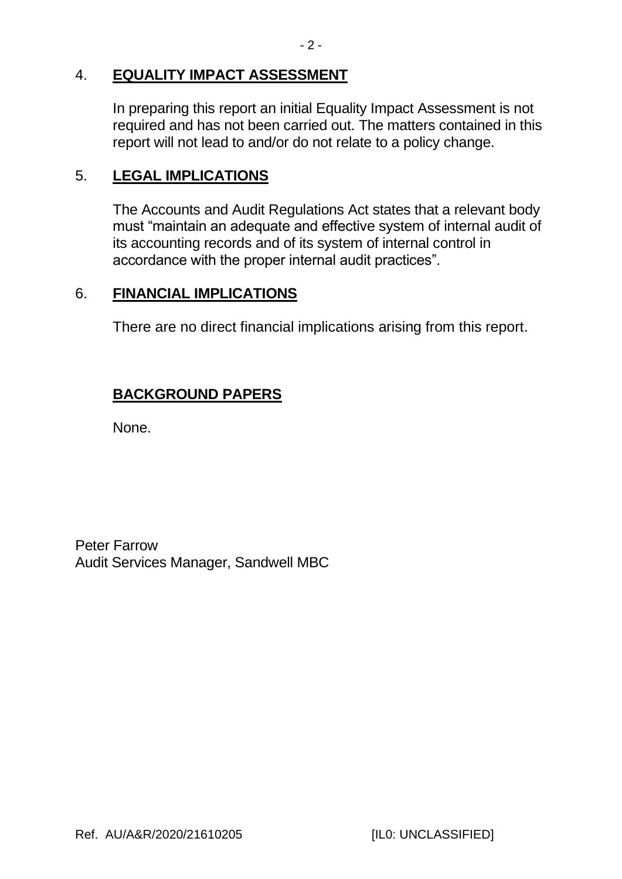## 4. **EQUALITY IMPACT ASSESSMENT**

In preparing this report an initial Equality Impact Assessment is not required and has not been carried out. The matters contained in this report will not lead to and/or do not relate to a policy change.

## 5. **LEGAL IMPLICATIONS**

The Accounts and Audit Regulations Act states that a relevant body must "maintain an adequate and effective system of internal audit of its accounting records and of its system of internal control in accordance with the proper internal audit practices".

## 6. **FINANCIAL IMPLICATIONS**

There are no direct financial implications arising from this report.

## **BACKGROUND PAPERS**

None.

Peter Farrow
Audit Services Manager, Sandwell MBC

Ref. AU/A&R/2020/21610205 [IL0: UNCLASSIFIED]